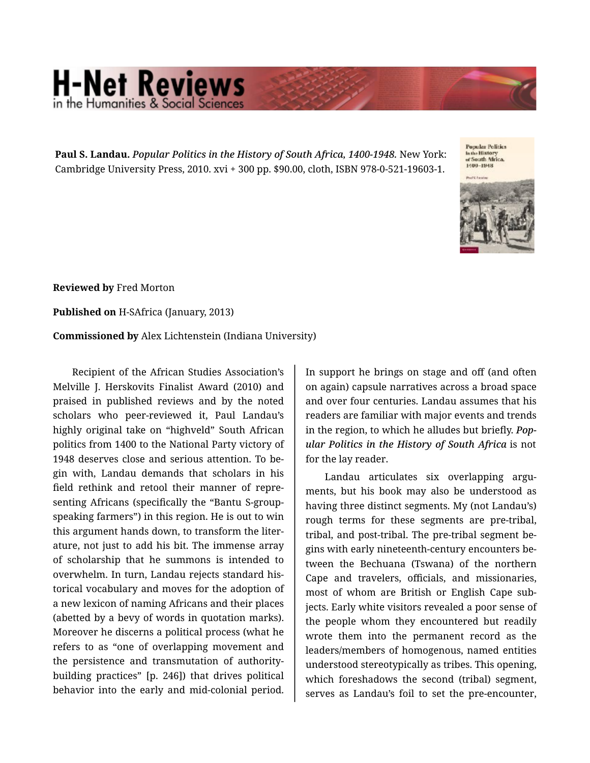**Paul S. Landau.** *Popular Politics in the History of South Africa, 1400-1948.* New York: Cambridge University Press, 2010. xvi + 300 pp. $90.00, cloth, ISBN 978-0-521-19603-1.

**Reviewed by** Fred Morton

**Published on** H-SAfrica (January, 2013)

**Commissioned by** Alex Lichtenstein (Indiana University)

Recipient of the African Studies Association's Melville J. Herskovits Finalist Award (2010) and praised in published reviews and by the noted scholars who peer-reviewed it, Paul Landau's highly original take on "highveld" South African politics from 1400 to the National Party victory of 1948 deserves close and serious attention. To begin with, Landau demands that scholars in his field rethink and retool their manner of representing Africans (specifically the "Bantu S-group-speaking farmers") in this region. He is out to win this argument hands down, to transform the literature, not just to add his bit. The immense array of scholarship that he summons is intended to overwhelm. In turn, Landau rejects standard historical vocabulary and moves for the adoption of a new lexicon of naming Africans and their places (abetted by a bevy of words in quotation marks). Moreover he discerns a political process (what he refers to as "one of overlapping movement and the persistence and transmutation of authority-building practices" [p. 246]) that drives political behavior into the early and mid-colonial period. In support he brings on stage and off (and often on again) capsule narratives across a broad space and over four centuries. Landau assumes that his readers are familiar with major events and trends in the region, to which he alludes but briefly. ***Popular Politics in the History of South Africa*** is not for the lay reader.

Landau articulates six overlapping arguments, but his book may also be understood as having three distinct segments. My (not Landau's) rough terms for these segments are pre-tribal, tribal, and post-tribal. The pre-tribal segment begins with early nineteenth-century encounters between the Bechuana (Tswana) of the northern Cape and travelers, officials, and missionaries, most of whom are British or English Cape subjects. Early white visitors revealed a poor sense of the people whom they encountered but readily wrote them into the permanent record as the leaders/members of homogenous, named entities understood stereotypically as tribes. This opening, which foreshadows the second (tribal) segment, serves as Landau's foil to set the pre-encounter,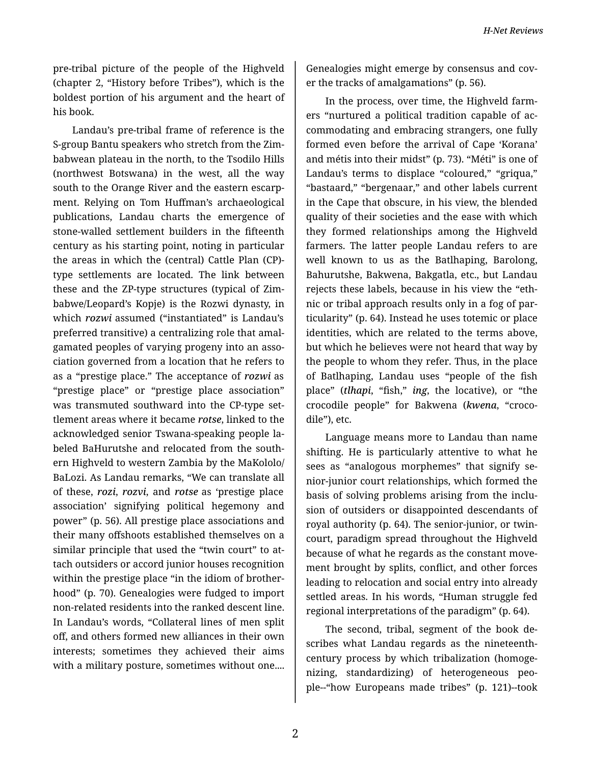pre-tribal picture of the people of the Highveld (chapter 2, "History before Tribes"), which is the boldest portion of his argument and the heart of his book.

Landau's pre-tribal frame of reference is the S-group Bantu speakers who stretch from the Zimbabwean plateau in the north, to the Tsodilo Hills (northwest Botswana) in the west, all the way south to the Orange River and the eastern escarpment. Relying on Tom Huffman's archaeological publications, Landau charts the emergence of stone-walled settlement builders in the fifteenth century as his starting point, noting in particular the areas in which the (central) Cattle Plan (CP)-type settlements are located. The link between these and the ZP-type structures (typical of Zimbabwe/Leopard's Kopje) is the Rozwi dynasty, in which ***rozwi*** assumed ("instantiated" is Landau's preferred transitive) a centralizing role that amalgamated peoples of varying progeny into an association governed from a location that he refers to as a "prestige place." The acceptance of ***rozwi*** as "prestige place" or "prestige place association" was transmuted southward into the CP-type settlement areas where it became ***rotse***, linked to the acknowledged senior Tswana-speaking people labeled BaHurutshe and relocated from the southern Highveld to western Zambia by the MaKololo/BaLozi. As Landau remarks, "We can translate all of these, ***rozi***, ***rozvi***, and ***rotse*** as 'prestige place association' signifying political hegemony and power" (p. 56). All prestige place associations and their many offshoots established themselves on a similar principle that used the "twin court" to attach outsiders or accord junior houses recognition within the prestige place "in the idiom of brotherhood" (p. 70). Genealogies were fudged to import non-related residents into the ranked descent line. In Landau's words, "Collateral lines of men split off, and others formed new alliances in their own interests; sometimes they achieved their aims with a military posture, sometimes without one.... Genealogies might emerge by consensus and cover the tracks of amalgamations" (p. 56).

In the process, over time, the Highveld farmers "nurtured a political tradition capable of accommodating and embracing strangers, one fully formed even before the arrival of Cape 'Korana' and métis into their midst" (p. 73). "Méti" is one of Landau's terms to displace "coloured," "griqua," "bastaard," "bergenaar," and other labels current in the Cape that obscure, in his view, the blended quality of their societies and the ease with which they formed relationships among the Highveld farmers. The latter people Landau refers to are well known to us as the Batlhaping, Barolong, Bahurutshe, Bakwena, Bakgatla, etc., but Landau rejects these labels, because in his view the "ethnic or tribal approach results only in a fog of particularity" (p. 64). Instead he uses totemic or place identities, which are related to the terms above, but which he believes were not heard that way by the people to whom they refer. Thus, in the place of Batlhaping, Landau uses "people of the fish place" (***tlhapi***, "fish," ***ing***, the locative), or "the crocodile people" for Bakwena (***kwena***, "crocodile"), etc.

Language means more to Landau than name shifting. He is particularly attentive to what he sees as "analogous morphemes" that signify senior-junior court relationships, which formed the basis of solving problems arising from the inclusion of outsiders or disappointed descendants of royal authority (p. 64). The senior-junior, or twin-court, paradigm spread throughout the Highveld because of what he regards as the constant movement brought by splits, conflict, and other forces leading to relocation and social entry into already settled areas. In his words, "Human struggle fed regional interpretations of the paradigm" (p. 64).

The second, tribal, segment of the book describes what Landau regards as the nineteenth-century process by which tribalization (homogenizing, standardizing) of heterogeneous people--"how Europeans made tribes" (p. 121)--took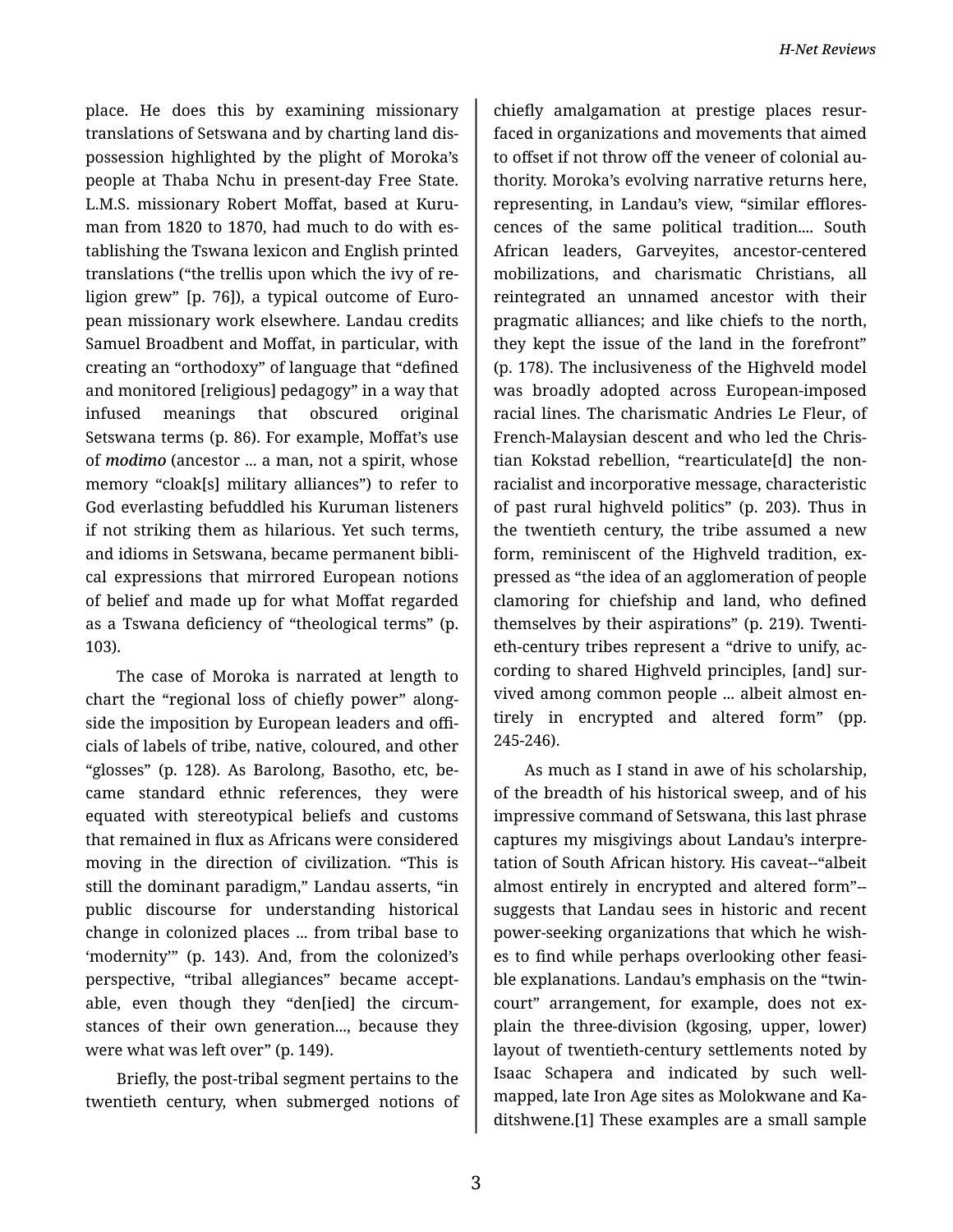place. He does this by examining missionary translations of Setswana and by charting land dispossession highlighted by the plight of Moroka's people at Thaba Nchu in present-day Free State. L.M.S. missionary Robert Moffat, based at Kuruman from 1820 to 1870, had much to do with establishing the Tswana lexicon and English printed translations ("the trellis upon which the ivy of religion grew" [p. 76]), a typical outcome of European missionary work elsewhere. Landau credits Samuel Broadbent and Moffat, in particular, with creating an "orthodoxy" of language that "defined and monitored [religious] pedagogy" in a way that infused meanings that obscured original Setswana terms (p. 86). For example, Moffat's use of ***modimo*** (ancestor ... a man, not a spirit, whose memory "cloak[s] military alliances") to refer to God everlasting befuddled his Kuruman listeners if not striking them as hilarious. Yet such terms, and idioms in Setswana, became permanent biblical expressions that mirrored European notions of belief and made up for what Moffat regarded as a Tswana deficiency of "theological terms" (p. 103).

The case of Moroka is narrated at length to chart the "regional loss of chiefly power" alongside the imposition by European leaders and officials of labels of tribe, native, coloured, and other "glosses" (p. 128). As Barolong, Basotho, etc, became standard ethnic references, they were equated with stereotypical beliefs and customs that remained in flux as Africans were considered moving in the direction of civilization. "This is still the dominant paradigm," Landau asserts, "in public discourse for understanding historical change in colonized places ... from tribal base to 'modernity'" (p. 143). And, from the colonized's perspective, "tribal allegiances" became acceptable, even though they "den[ied] the circumstances of their own generation..., because they were what was left over" (p. 149).

Briefly, the post-tribal segment pertains to the twentieth century, when submerged notions of chiefly amalgamation at prestige places resurfaced in organizations and movements that aimed to offset if not throw off the veneer of colonial authority. Moroka's evolving narrative returns here, representing, in Landau's view, "similar efflorescences of the same political tradition.... South African leaders, Garveyites, ancestor-centered mobilizations, and charismatic Christians, all reintegrated an unnamed ancestor with their pragmatic alliances; and like chiefs to the north, they kept the issue of the land in the forefront" (p. 178). The inclusiveness of the Highveld model was broadly adopted across European-imposed racial lines. The charismatic Andries Le Fleur, of French-Malaysian descent and who led the Christian Kokstad rebellion, "rearticulate[d] the non-racialist and incorporative message, characteristic of past rural highveld politics" (p. 203). Thus in the twentieth century, the tribe assumed a new form, reminiscent of the Highveld tradition, expressed as "the idea of an agglomeration of people clamoring for chiefship and land, who defined themselves by their aspirations" (p. 219). Twentieth-century tribes represent a "drive to unify, according to shared Highveld principles, [and] survived among common people ... albeit almost entirely in encrypted and altered form" (pp. 245-246).

As much as I stand in awe of his scholarship, of the breadth of his historical sweep, and of his impressive command of Setswana, this last phrase captures my misgivings about Landau's interpretation of South African history. His caveat--"albeit almost entirely in encrypted and altered form"--suggests that Landau sees in historic and recent power-seeking organizations that which he wishes to find while perhaps overlooking other feasible explanations. Landau's emphasis on the "twin-court" arrangement, for example, does not explain the three-division (kgosing, upper, lower) layout of twentieth-century settlements noted by Isaac Schapera and indicated by such well-mapped, late Iron Age sites as Molokwane and Kaditshwene.[1] These examples are a small sample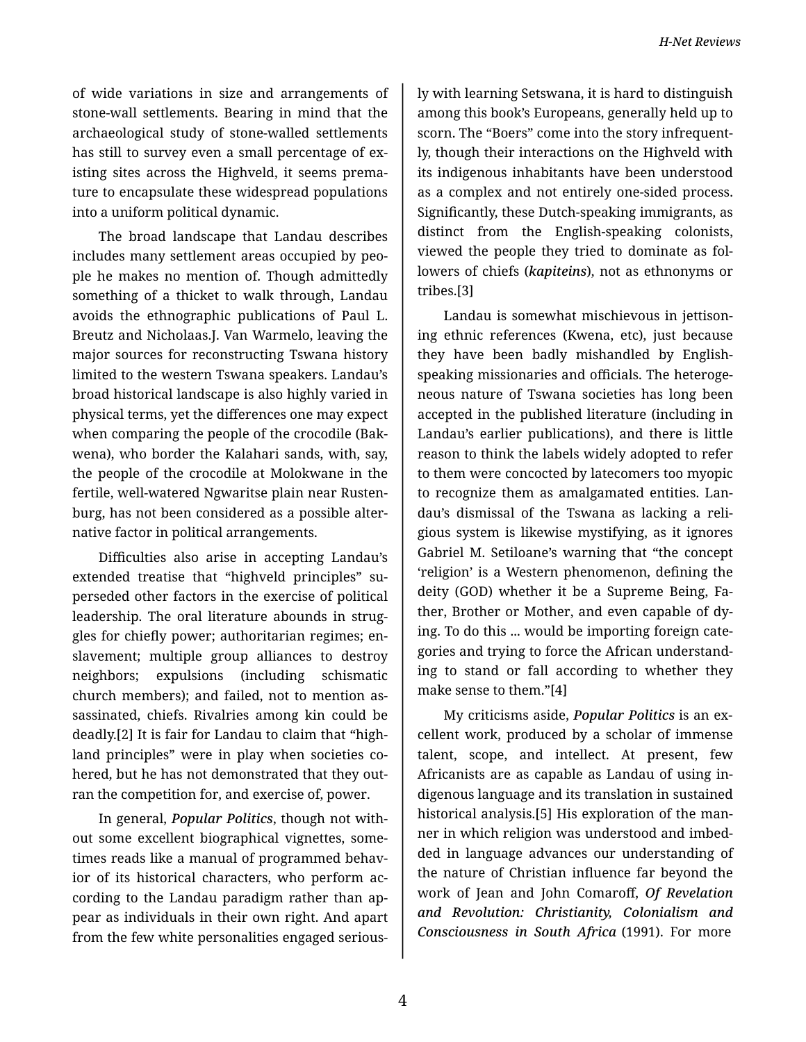of wide variations in size and arrangements of stone-wall settlements. Bearing in mind that the archaeological study of stone-walled settlements has still to survey even a small percentage of existing sites across the Highveld, it seems premature to encapsulate these widespread populations into a uniform political dynamic.

The broad landscape that Landau describes includes many settlement areas occupied by people he makes no mention of. Though admittedly something of a thicket to walk through, Landau avoids the ethnographic publications of Paul L. Breutz and Nicholaas.J. Van Warmelo, leaving the major sources for reconstructing Tswana history limited to the western Tswana speakers. Landau's broad historical landscape is also highly varied in physical terms, yet the differences one may expect when comparing the people of the crocodile (Bakwena), who border the Kalahari sands, with, say, the people of the crocodile at Molokwane in the fertile, well-watered Ngwaritse plain near Rustenburg, has not been considered as a possible alternative factor in political arrangements.

Difficulties also arise in accepting Landau's extended treatise that "highveld principles" superseded other factors in the exercise of political leadership. The oral literature abounds in struggles for chiefly power; authoritarian regimes; enslavement; multiple group alliances to destroy neighbors; expulsions (including schismatic church members); and failed, not to mention assassinated, chiefs. Rivalries among kin could be deadly.[2] It is fair for Landau to claim that "highland principles" were in play when societies cohered, but he has not demonstrated that they outran the competition for, and exercise of, power.

In general, *Popular Politics*, though not without some excellent biographical vignettes, sometimes reads like a manual of programmed behavior of its historical characters, who perform according to the Landau paradigm rather than appear as individuals in their own right. And apart from the few white personalities engaged seriously with learning Setswana, it is hard to distinguish among this book's Europeans, generally held up to scorn. The "Boers" come into the story infrequently, though their interactions on the Highveld with its indigenous inhabitants have been understood as a complex and not entirely one-sided process. Significantly, these Dutch-speaking immigrants, as distinct from the English-speaking colonists, viewed the people they tried to dominate as followers of chiefs (***kapiteins***), not as ethnonyms or tribes.[3]

Landau is somewhat mischievous in jettisoning ethnic references (Kwena, etc), just because they have been badly mishandled by English-speaking missionaries and officials. The heterogeneous nature of Tswana societies has long been accepted in the published literature (including in Landau's earlier publications), and there is little reason to think the labels widely adopted to refer to them were concocted by latecomers too myopic to recognize them as amalgamated entities. Landau's dismissal of the Tswana as lacking a religious system is likewise mystifying, as it ignores Gabriel M. Setiloane's warning that "the concept 'religion' is a Western phenomenon, defining the deity (GOD) whether it be a Supreme Being, Father, Brother or Mother, and even capable of dying. To do this ... would be importing foreign categories and trying to force the African understanding to stand or fall according to whether they make sense to them."[4]

My criticisms aside, *Popular Politics* is an excellent work, produced by a scholar of immense talent, scope, and intellect. At present, few Africanists are as capable as Landau of using indigenous language and its translation in sustained historical analysis.[5] His exploration of the manner in which religion was understood and imbedded in language advances our understanding of the nature of Christian influence far beyond the work of Jean and John Comaroff, ***Of Revelation and Revolution: Christianity, Colonialism and Consciousness in South Africa*** (1991). For more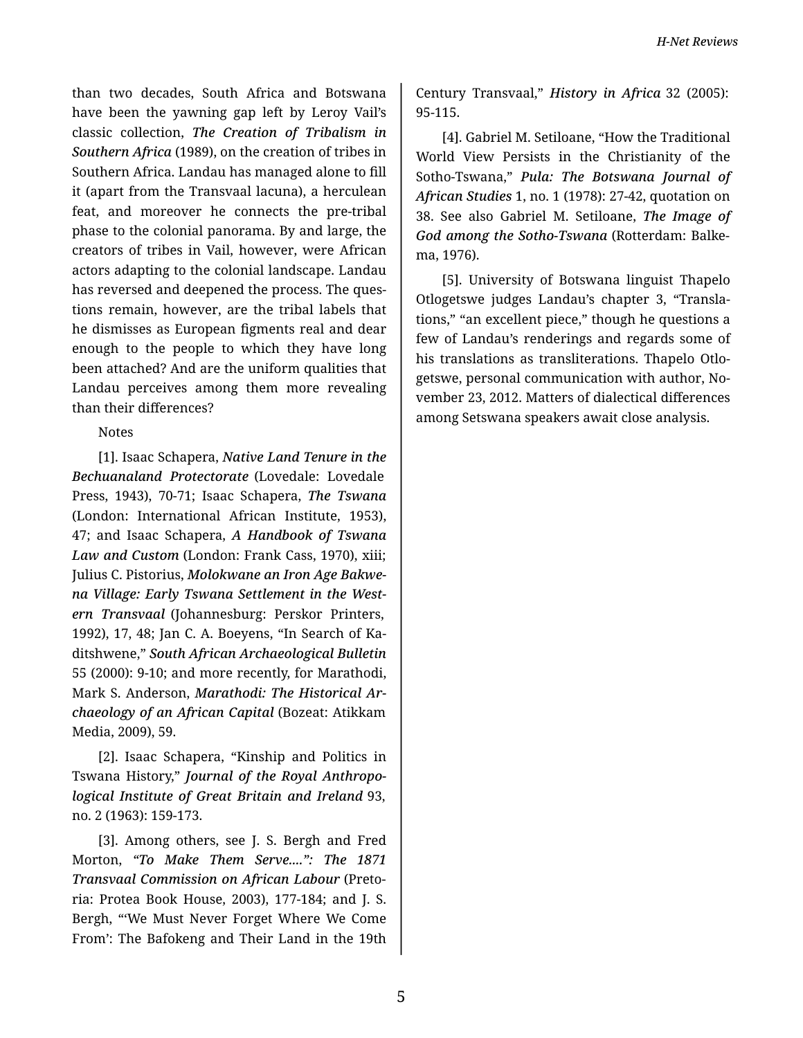than two decades, South Africa and Botswana have been the yawning gap left by Leroy Vail's classic collection, *The Creation of Tribalism in Southern Africa* (1989), on the creation of tribes in Southern Africa. Landau has managed alone to fill it (apart from the Transvaal lacuna), a herculean feat, and moreover he connects the pre-tribal phase to the colonial panorama. By and large, the creators of tribes in Vail, however, were African actors adapting to the colonial landscape. Landau has reversed and deepened the process. The questions remain, however, are the tribal labels that he dismisses as European figments real and dear enough to the people to which they have long been attached? And are the uniform qualities that Landau perceives among them more revealing than their differences?

Notes

[1]. Isaac Schapera, *Native Land Tenure in the Bechuanaland Protectorate* (Lovedale: Lovedale Press, 1943), 70-71; Isaac Schapera, *The Tswana* (London: International African Institute, 1953), 47; and Isaac Schapera, *A Handbook of Tswana Law and Custom* (London: Frank Cass, 1970), xiii; Julius C. Pistorius, *Molokwane an Iron Age Bakwena Village: Early Tswana Settlement in the Western Transvaal* (Johannesburg: Perskor Printers, 1992), 17, 48; Jan C. A. Boeyens, "In Search of Kaditshwene," *South African Archaeological Bulletin* 55 (2000): 9-10; and more recently, for Marathodi, Mark S. Anderson, *Marathodi: The Historical Archaeology of an African Capital* (Bozeat: Atikkam Media, 2009), 59.

[2]. Isaac Schapera, "Kinship and Politics in Tswana History," *Journal of the Royal Anthropological Institute of Great Britain and Ireland* 93, no. 2 (1963): 159-173.

[3]. Among others, see J. S. Bergh and Fred Morton, *"To Make Them Serve....": The 1871 Transvaal Commission on African Labour* (Pretoria: Protea Book House, 2003), 177-184; and J. S. Bergh, "'We Must Never Forget Where We Come From': The Bafokeng and Their Land in the 19th Century Transvaal," *History in Africa* 32 (2005): 95-115.

[4]. Gabriel M. Setiloane, "How the Traditional World View Persists in the Christianity of the Sotho-Tswana," *Pula: The Botswana Journal of African Studies* 1, no. 1 (1978): 27-42, quotation on 38. See also Gabriel M. Setiloane, *The Image of God among the Sotho-Tswana* (Rotterdam: Balkema, 1976).

[5]. University of Botswana linguist Thapelo Otlogetswe judges Landau's chapter 3, "Translations," "an excellent piece," though he questions a few of Landau's renderings and regards some of his translations as transliterations. Thapelo Otlogetswe, personal communication with author, November 23, 2012. Matters of dialectical differences among Setswana speakers await close analysis.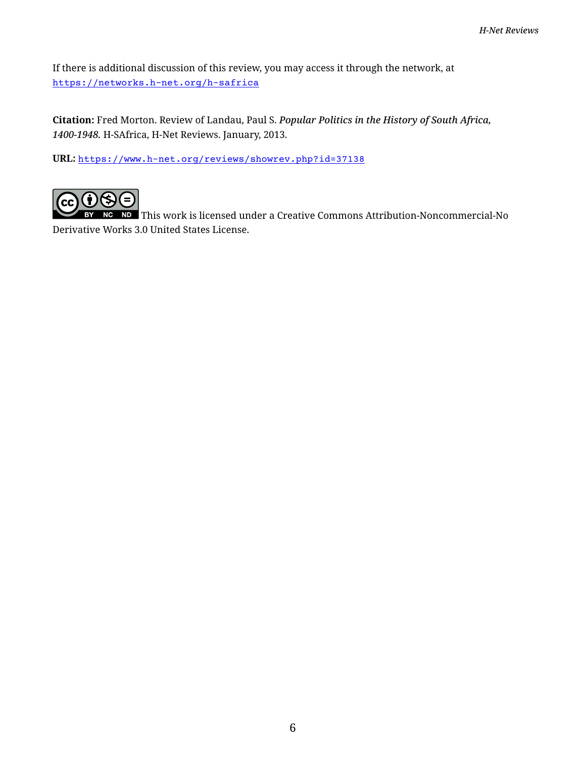If there is additional discussion of this review, you may access it through the network, at https://networks.h-net.org/h-safrica

**Citation:** Fred Morton. Review of Landau, Paul S. ***Popular Politics in the History of South Africa, 1400-1948.*** H-SAfrica, H-Net Reviews. January, 2013.

**URL:** https://www.h-net.org/reviews/showrev.php?id=37138

This work is licensed under a Creative Commons Attribution-Noncommercial-No Derivative Works 3.0 United States License.